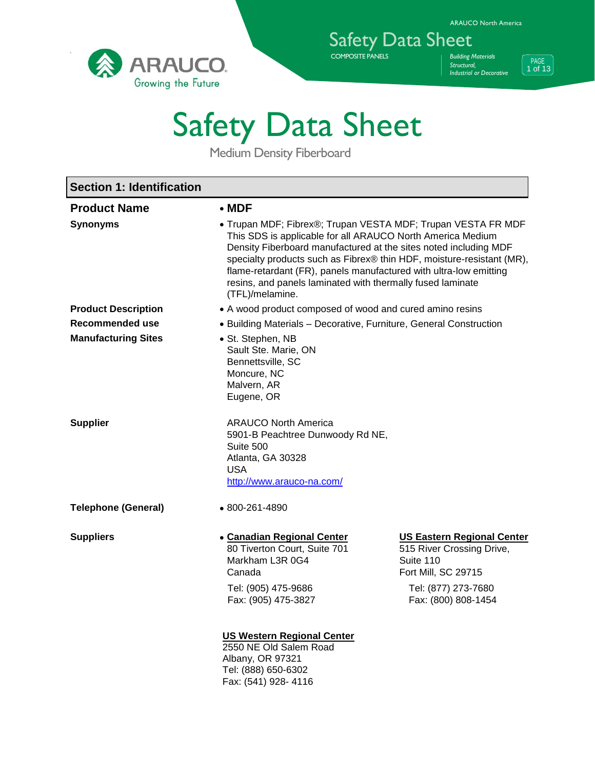# Safety Data Sheet

Medium Density Fiberboard

## Section 1: Identification

| | |
|---|---|
| **Product Name** | • **MDF** |
| **Synonyms** | • Trupan MDF; Fibrex®; Trupan VESTA MDF; Trupan VESTA FR MDF This SDS is applicable for all ARAUCO North America Medium Density Fiberboard manufactured at the sites noted including MDF specialty products such as Fibrex® thin HDF, moisture-resistant (MR), flame-retardant (FR), panels manufactured with ultra-low emitting resins, and panels laminated with thermally fused laminate (TFL)/melamine. |
| **Product Description** | • A wood product composed of wood and cured amino resins |
| **Recommended use** | • Building Materials – Decorative, Furniture, General Construction |
| **Manufacturing Sites** | • St. Stephen, NB<br>Sault Ste. Marie, ON<br>Bennettsville, SC<br>Moncure, NC<br>Malvern, AR<br>Eugene, OR |
| **Supplier** | ARAUCO North America<br>5901-B Peachtree Dunwoody Rd NE,<br>Suite 500<br>Atlanta, GA 30328<br>USA<br>http://www.arauco-na.com/ |
| **Telephone (General)** | • 800-261-4890 |

**Suppliers**

• **Canadian Regional Center**
80 Tiverton Court, Suite 701
Markham L3R 0G4
Canada
Tel: (905) 475-9686
Fax: (905) 475-3827

**US Eastern Regional Center**
515 River Crossing Drive,
Suite 110
Fort Mill, SC 29715
Tel: (877) 273-7680
Fax: (800) 808-1454

**US Western Regional Center**
2550 NE Old Salem Road
Albany, OR 97321
Tel: (888) 650-6302
Fax: (541) 928- 4116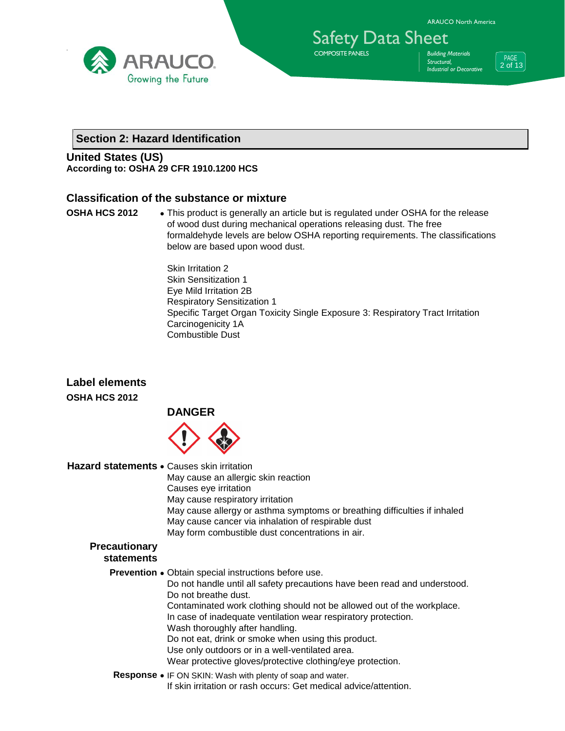## Section 2: Hazard Identification

### United States (US)

**According to: OSHA 29 CFR 1910.1200 HCS**

### Classification of the substance or mixture

**OSHA HCS 2012**

- This product is generally an article but is regulated under OSHA for the release of wood dust during mechanical operations releasing dust. The free formaldehyde levels are below OSHA reporting requirements. The classifications below are based upon wood dust.

  Skin Irritation 2
  Skin Sensitization 1
  Eye Mild Irritation 2B
  Respiratory Sensitization 1
  Specific Target Organ Toxicity Single Exposure 3: Respiratory Tract Irritation
  Carcinogenicity 1A
  Combustible Dust

### Label elements

**OSHA HCS 2012**

**DANGER**

**Hazard statements**

- Causes skin irritation
  May cause an allergic skin reaction
  Causes eye irritation
  May cause respiratory irritation
  May cause allergy or asthma symptoms or breathing difficulties if inhaled
  May cause cancer via inhalation of respirable dust
  May form combustible dust concentrations in air.

**Precautionary statements**

**Prevention**

- Obtain special instructions before use.
  Do not handle until all safety precautions have been read and understood.
  Do not breathe dust.
  Contaminated work clothing should not be allowed out of the workplace.
  In case of inadequate ventilation wear respiratory protection.
  Wash thoroughly after handling.
  Do not eat, drink or smoke when using this product.
  Use only outdoors or in a well-ventilated area.
  Wear protective gloves/protective clothing/eye protection.

**Response**

- IF ON SKIN: Wash with plenty of soap and water.
  If skin irritation or rash occurs: Get medical advice/attention.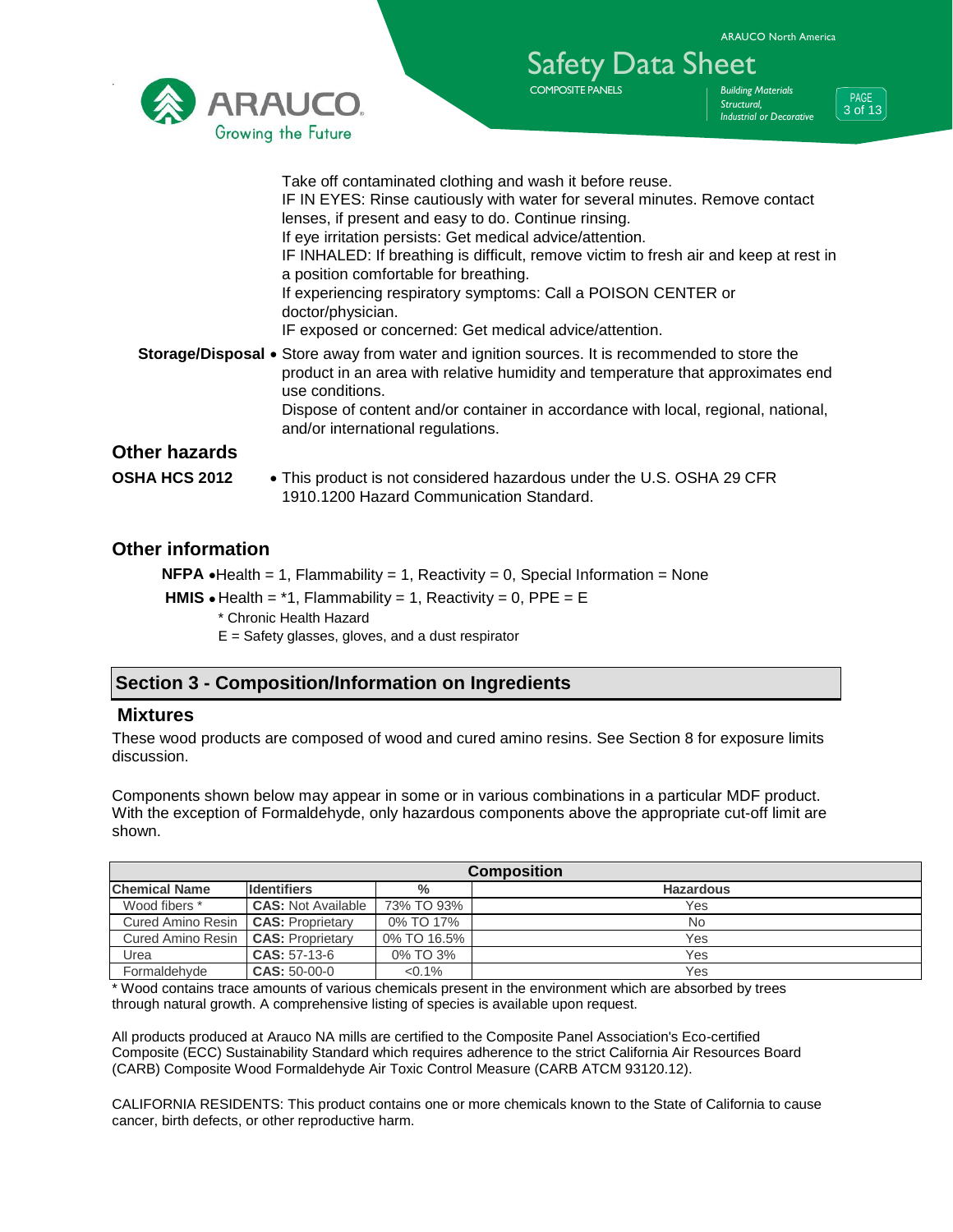Take off contaminated clothing and wash it before reuse.
IF IN EYES: Rinse cautiously with water for several minutes. Remove contact lenses, if present and easy to do. Continue rinsing.
If eye irritation persists: Get medical advice/attention.
IF INHALED: If breathing is difficult, remove victim to fresh air and keep at rest in a position comfortable for breathing.
If experiencing respiratory symptoms: Call a POISON CENTER or doctor/physician.
IF exposed or concerned: Get medical advice/attention.

**Storage/Disposal** • Store away from water and ignition sources. It is recommended to store the product in an area with relative humidity and temperature that approximates end use conditions.
Dispose of content and/or container in accordance with local, regional, national, and/or international regulations.

## Other hazards

**OSHA HCS 2012** • This product is not considered hazardous under the U.S. OSHA 29 CFR 1910.1200 Hazard Communication Standard.

## Other information

**NFPA** • Health = 1, Flammability = 1, Reactivity = 0, Special Information = None

**HMIS** • Health = *1, Flammability = 1, Reactivity = 0, PPE = E

\* Chronic Health Hazard

E = Safety glasses, gloves, and a dust respirator

## Section 3 - Composition/Information on Ingredients

### Mixtures

These wood products are composed of wood and cured amino resins. See Section 8 for exposure limits discussion.

Components shown below may appear in some or in various combinations in a particular MDF product. With the exception of Formaldehyde, only hazardous components above the appropriate cut-off limit are shown.

| Composition | | | |
|---|---|---|---|
| **Chemical Name** | **Identifiers** | **%** | **Hazardous** |
| Wood fibers * | **CAS:** Not Available | 73% TO 93% | Yes |
| Cured Amino Resin | **CAS:** Proprietary | 0% TO 17% | No |
| Cured Amino Resin | **CAS:** Proprietary | 0% TO 16.5% | Yes |
| Urea | **CAS:** 57-13-6 | 0% TO 3% | Yes |
| Formaldehyde | **CAS:** 50-00-0 | <0.1% | Yes |

\* Wood contains trace amounts of various chemicals present in the environment which are absorbed by trees through natural growth. A comprehensive listing of species is available upon request.

All products produced at Arauco NA mills are certified to the Composite Panel Association's Eco-certified Composite (ECC) Sustainability Standard which requires adherence to the strict California Air Resources Board (CARB) Composite Wood Formaldehyde Air Toxic Control Measure (CARB ATCM 93120.12).

CALIFORNIA RESIDENTS: This product contains one or more chemicals known to the State of California to cause cancer, birth defects, or other reproductive harm.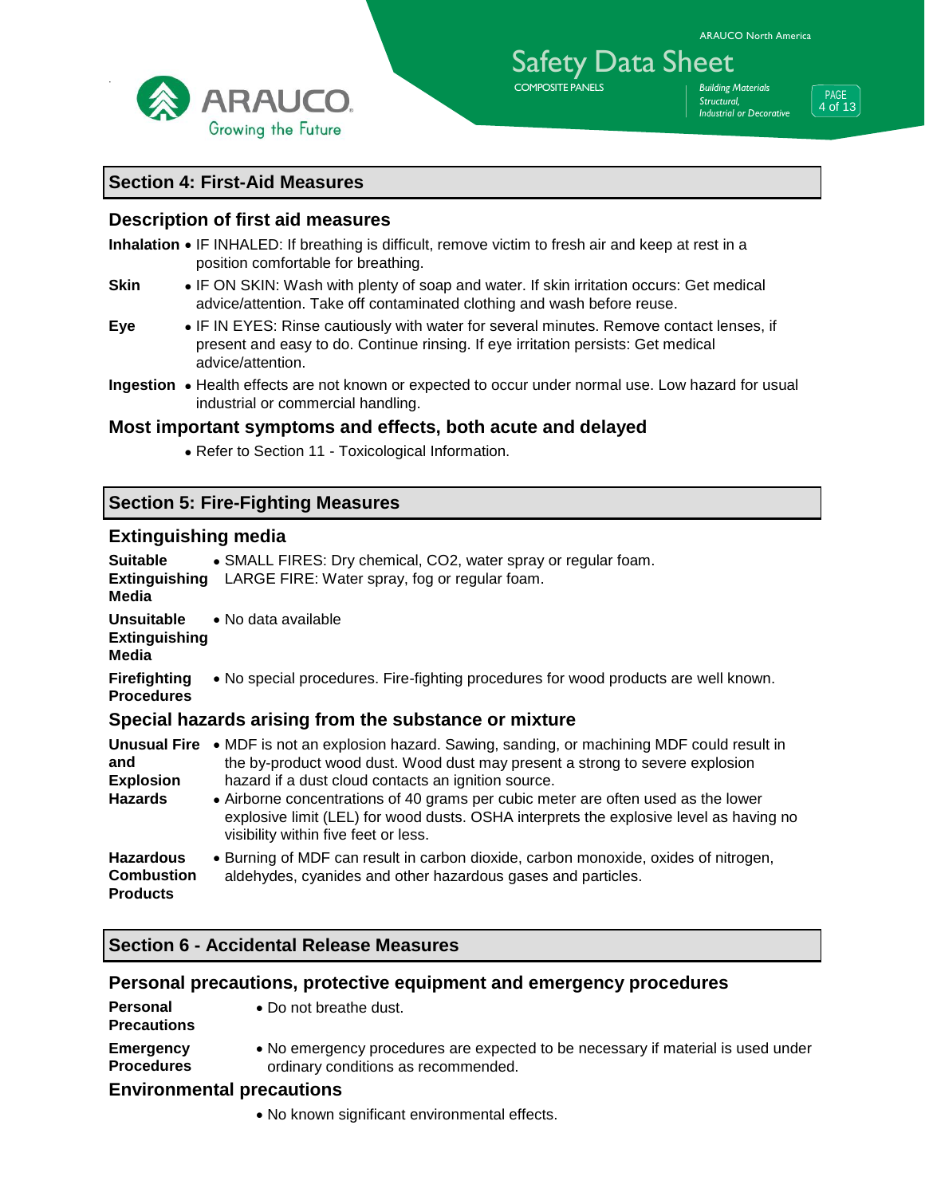## Section 4: First-Aid Measures

### Description of first aid measures

**Inhalation**
- IF INHALED: If breathing is difficult, remove victim to fresh air and keep at rest in a position comfortable for breathing.

**Skin**
- IF ON SKIN: Wash with plenty of soap and water. If skin irritation occurs: Get medical advice/attention. Take off contaminated clothing and wash before reuse.

**Eye**
- IF IN EYES: Rinse cautiously with water for several minutes. Remove contact lenses, if present and easy to do. Continue rinsing. If eye irritation persists: Get medical advice/attention.

**Ingestion**
- Health effects are not known or expected to occur under normal use. Low hazard for usual industrial or commercial handling.

### Most important symptoms and effects, both acute and delayed

- Refer to Section 11 - Toxicological Information.

## Section 5: Fire-Fighting Measures

### Extinguishing media

**Suitable Extinguishing Media**
- SMALL FIRES: Dry chemical, $CO_2$, water spray or regular foam.
  LARGE FIRE: Water spray, fog or regular foam.

**Unsuitable Extinguishing Media**
- No data available

**Firefighting Procedures**
- No special procedures. Fire-fighting procedures for wood products are well known.

### Special hazards arising from the substance or mixture

**Unusual Fire and Explosion Hazards**
- MDF is not an explosion hazard. Sawing, sanding, or machining MDF could result in the by-product wood dust. Wood dust may present a strong to severe explosion hazard if a dust cloud contacts an ignition source.
- Airborne concentrations of 40 grams per cubic meter are often used as the lower explosive limit (LEL) for wood dusts. OSHA interprets the explosive level as having no visibility within five feet or less.

**Hazardous Combustion Products**
- Burning of MDF can result in carbon dioxide, carbon monoxide, oxides of nitrogen, aldehydes, cyanides and other hazardous gases and particles.

## Section 6 - Accidental Release Measures

### Personal precautions, protective equipment and emergency procedures

**Personal Precautions**
- Do not breathe dust.

**Emergency Procedures**
- No emergency procedures are expected to be necessary if material is used under ordinary conditions as recommended.

### Environmental precautions

- No known significant environmental effects.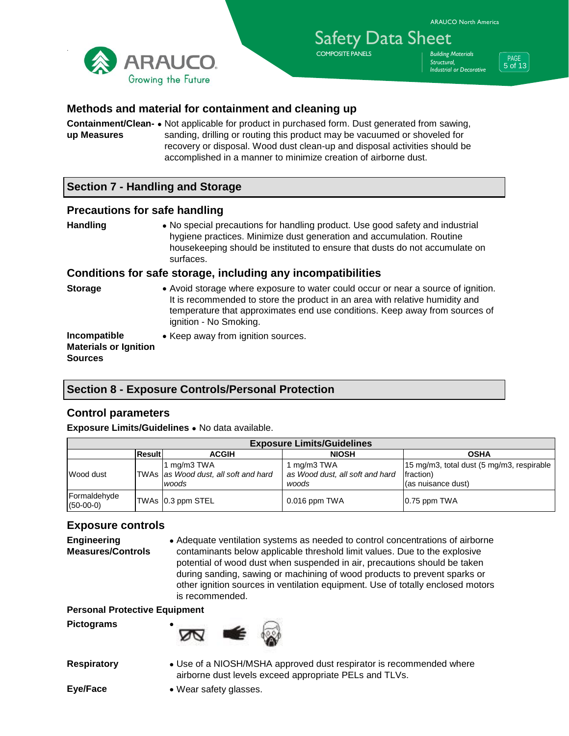### Methods and material for containment and cleaning up

**Containment/Clean-up Measures**
- Not applicable for product in purchased form. Dust generated from sawing, sanding, drilling or routing this product may be vacuumed or shoveled for recovery or disposal. Wood dust clean-up and disposal activities should be accomplished in a manner to minimize creation of airborne dust.

## Section 7 - Handling and Storage

### Precautions for safe handling

**Handling**
- No special precautions for handling product. Use good safety and industrial hygiene practices. Minimize dust generation and accumulation. Routine housekeeping should be instituted to ensure that dusts do not accumulate on surfaces.

### Conditions for safe storage, including any incompatibilities

**Storage**
- Avoid storage where exposure to water could occur or near a source of ignition. It is recommended to store the product in an area with relative humidity and temperature that approximates end use conditions. Keep away from sources of ignition - No Smoking.

**Incompatible Materials or Ignition Sources**
- Keep away from ignition sources.

## Section 8 - Exposure Controls/Personal Protection

### Control parameters

**Exposure Limits/Guidelines** • No data available.

| Exposure Limits/Guidelines | | | | |
|---|---|---|---|---|
| | **Result** | **ACGIH** | **NIOSH** | **OSHA** |
| Wood dust | TWAs | 1 mg/m3 TWA *as Wood dust, all soft and hard woods* | 1 mg/m3 TWA *as Wood dust, all soft and hard woods* | 15 mg/m3, total dust (5 mg/m3, respirable fraction) (as nuisance dust) |
| Formaldehyde (50-00-0) | TWAs | 0.3 ppm STEL | 0.016 ppm TWA | 0.75 ppm TWA |

### Exposure controls

**Engineering Measures/Controls**
- Adequate ventilation systems as needed to control concentrations of airborne contaminants below applicable threshold limit values. Due to the explosive potential of wood dust when suspended in air, precautions should be taken during sanding, sawing or machining of wood products to prevent sparks or other ignition sources in ventilation equipment. Use of totally enclosed motors is recommended.

**Personal Protective Equipment**

**Pictograms**
-

**Respiratory**
- Use of a NIOSH/MSHA approved dust respirator is recommended where airborne dust levels exceed appropriate PELs and TLVs.

**Eye/Face**
- Wear safety glasses.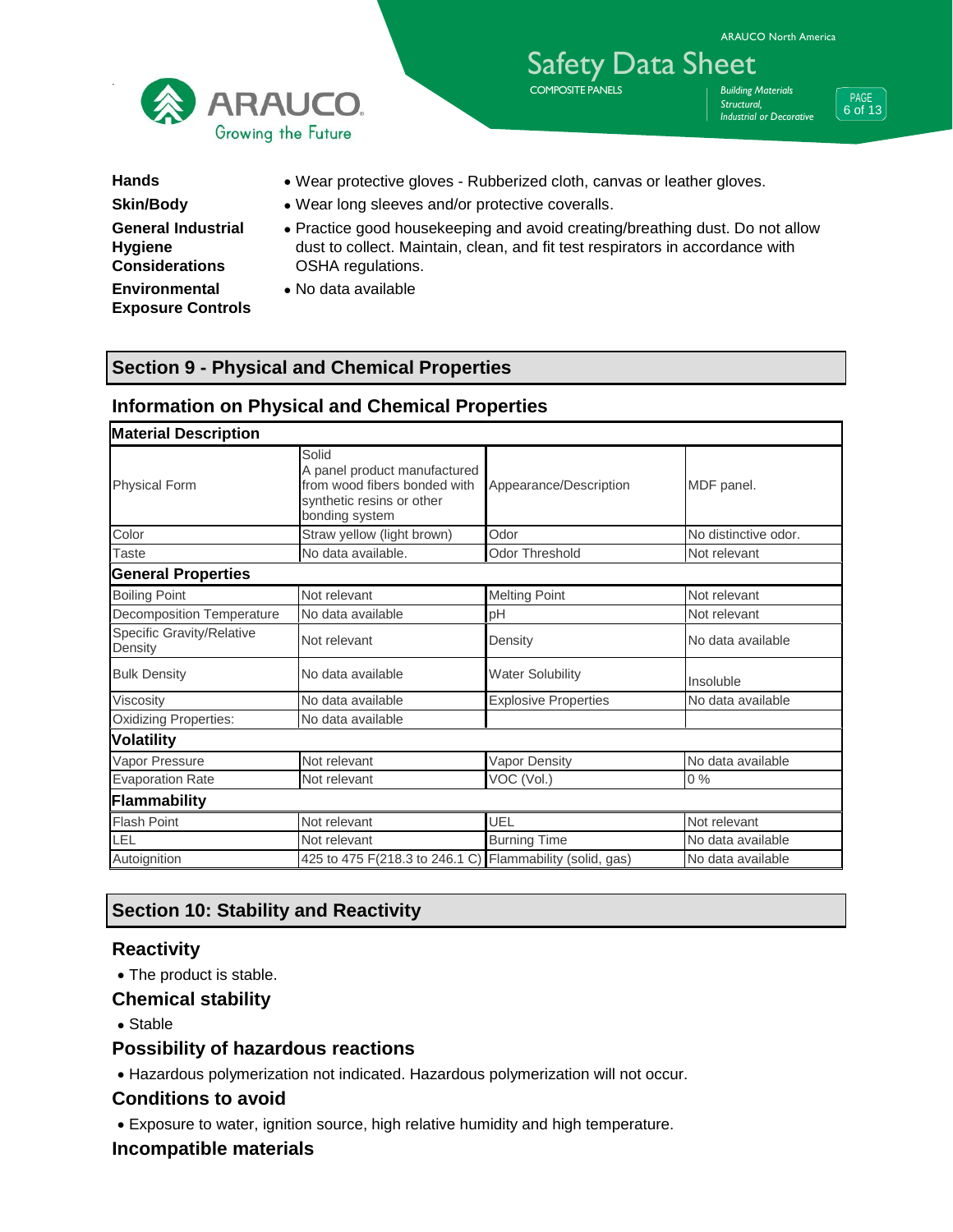| | |
|---|---|
| **Hands** | • Wear protective gloves - Rubberized cloth, canvas or leather gloves. |
| **Skin/Body** | • Wear long sleeves and/or protective coveralls. |
| **General Industrial Hygiene Considerations** | • Practice good housekeeping and avoid creating/breathing dust. Do not allow dust to collect. Maintain, clean, and fit test respirators in accordance with OSHA regulations. |
| **Environmental Exposure Controls** | • No data available |

## Section 9 - Physical and Chemical Properties

### Information on Physical and Chemical Properties

| **Material Description** | | | |
|---|---|---|---|
| Physical Form | Solid<br>A panel product manufactured from wood fibers bonded with synthetic resins or other bonding system | Appearance/Description | MDF panel. |
| Color | Straw yellow (light brown) | Odor | No distinctive odor. |
| Taste | No data available. | Odor Threshold | Not relevant |
| **General Properties** | | | |
| Boiling Point | Not relevant | Melting Point | Not relevant |
| Decomposition Temperature | No data available | pH | Not relevant |
| Specific Gravity/Relative Density | Not relevant | Density | No data available |
| Bulk Density | No data available | Water Solubility | Insoluble |
| Viscosity | No data available | Explosive Properties | No data available |
| Oxidizing Properties: | No data available | | |
| **Volatility** | | | |
| Vapor Pressure | Not relevant | Vapor Density | No data available |
| Evaporation Rate | Not relevant | VOC (Vol.) | 0 % |
| **Flammability** | | | |
| Flash Point | Not relevant | UEL | Not relevant |
| LEL | Not relevant | Burning Time | No data available |
| Autoignition | 425 to 475 F(218.3 to 246.1 C) | Flammability (solid, gas) | No data available |

## Section 10: Stability and Reactivity

### Reactivity

- The product is stable.

### Chemical stability

- Stable

### Possibility of hazardous reactions

- Hazardous polymerization not indicated. Hazardous polymerization will not occur.

### Conditions to avoid

- Exposure to water, ignition source, high relative humidity and high temperature.

### Incompatible materials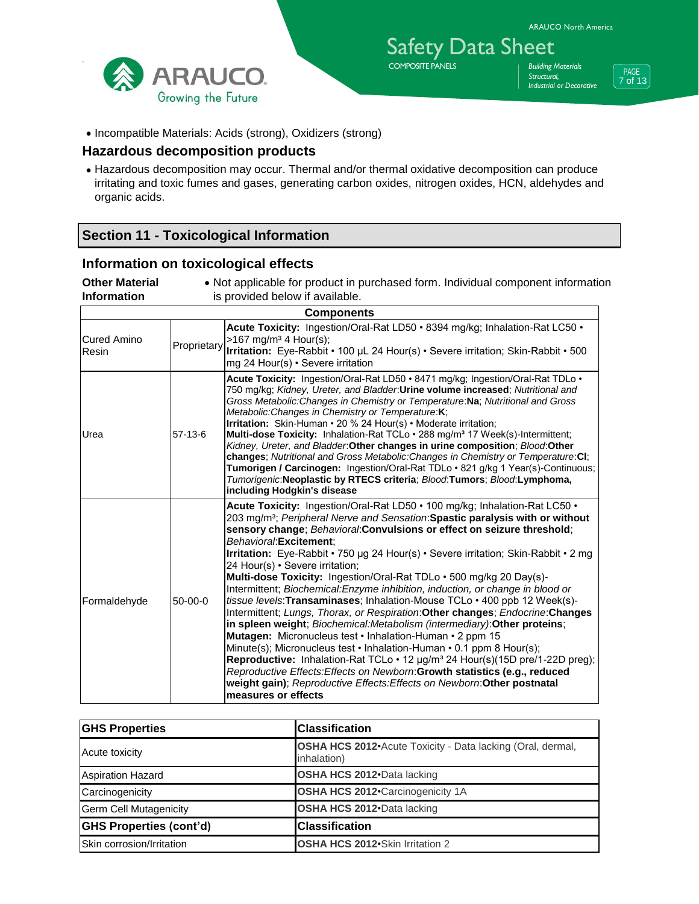- Incompatible Materials: Acids (strong), Oxidizers (strong)

## Hazardous decomposition products

- Hazardous decomposition may occur. Thermal and/or thermal oxidative decomposition can produce irritating and toxic fumes and gases, generating carbon oxides, nitrogen oxides, HCN, aldehydes and organic acids.

## Section 11 - Toxicological Information

### Information on toxicological effects

**Other Material Information**
- Not applicable for product in purchased form. Individual component information is provided below if available.

| Components | | |
|---|---|---|
| Cured Amino Resin | Proprietary | **Acute Toxicity:** Ingestion/Oral-Rat LD50 • 8394 mg/kg; Inhalation-Rat LC50 • >167 mg/m³ 4 Hour(s); **Irritation:** Eye-Rabbit • 100 µL 24 Hour(s) • Severe irritation; Skin-Rabbit • 500 mg 24 Hour(s) • Severe irritation |
| Urea | 57-13-6 | **Acute Toxicity:** Ingestion/Oral-Rat LD50 • 8471 mg/kg; Ingestion/Oral-Rat TDLo • 750 mg/kg; *Kidney, Ureter, and Bladder*:**Urine volume increased**; *Nutritional and Gross Metabolic:Changes in Chemistry or Temperature*:**Na**; *Nutritional and Gross Metabolic:Changes in Chemistry or Temperature*:**K**; **Irritation:** Skin-Human • 20 % 24 Hour(s) • Moderate irritation; **Multi-dose Toxicity:** Inhalation-Rat TCLo • 288 mg/m³ 17 Week(s)-Intermittent; *Kidney, Ureter, and Bladder*:**Other changes in urine composition**; *Blood*:**Other changes**; *Nutritional and Gross Metabolic:Changes in Chemistry or Temperature*:**Cl**; **Tumorigen / Carcinogen:** Ingestion/Oral-Rat TDLo • 821 g/kg 1 Year(s)-Continuous; *Tumorigenic*:**Neoplastic by RTECS criteria**; *Blood*:**Tumors**; *Blood*:**Lymphoma, including Hodgkin's disease** |
| Formaldehyde | 50-00-0 | **Acute Toxicity:** Ingestion/Oral-Rat LD50 • 100 mg/kg; Inhalation-Rat LC50 • 203 mg/m³; *Peripheral Nerve and Sensation*:**Spastic paralysis with or without sensory change**; *Behavioral*:**Convulsions or effect on seizure threshold**; *Behavioral*:**Excitement**; **Irritation:** Eye-Rabbit • 750 µg 24 Hour(s) • Severe irritation; Skin-Rabbit • 2 mg 24 Hour(s) • Severe irritation; **Multi-dose Toxicity:** Ingestion/Oral-Rat TDLo • 500 mg/kg 20 Day(s)-Intermittent; *Biochemical:Enzyme inhibition, induction, or change in blood or tissue levels*:**Transaminases**; Inhalation-Mouse TCLo • 400 ppb 12 Week(s)-Intermittent; *Lungs, Thorax, or Respiration*:**Other changes**; *Endocrine*:**Changes in spleen weight**; *Biochemical:Metabolism (intermediary)*:**Other proteins**; **Mutagen:** Micronucleus test • Inhalation-Human • 2 ppm 15 Minute(s); Micronucleus test • Inhalation-Human • 0.1 ppm 8 Hour(s); **Reproductive:** Inhalation-Rat TCLo • 12 µg/m³ 24 Hour(s)(15D pre/1-22D preg); *Reproductive Effects:Effects on Newborn*:**Growth statistics (e.g., reduced weight gain)**; *Reproductive Effects:Effects on Newborn*:**Other postnatal measures or effects** |

| GHS Properties | Classification |
|---|---|
| Acute toxicity | **OSHA HCS 2012**•Acute Toxicity - Data lacking (Oral, dermal, inhalation) |
| Aspiration Hazard | **OSHA HCS 2012**•Data lacking |
| Carcinogenicity | **OSHA HCS 2012**•Carcinogenicity 1A |
| Germ Cell Mutagenicity | **OSHA HCS 2012**•Data lacking |
| **GHS Properties (cont'd)** | **Classification** |
| Skin corrosion/Irritation | **OSHA HCS 2012**•Skin Irritation 2 |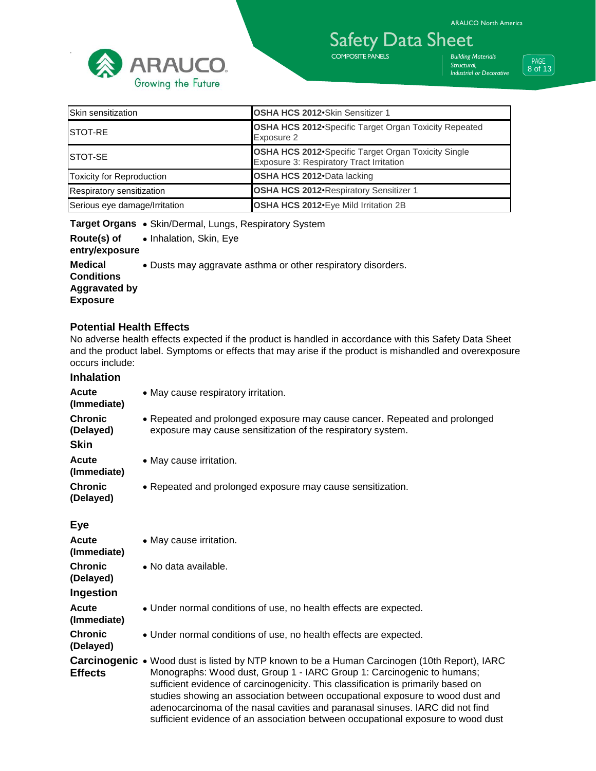| | |
|---|---|
| Skin sensitization | **OSHA HCS 2012**•Skin Sensitizer 1 |
| STOT-RE | **OSHA HCS 2012**•Specific Target Organ Toxicity Repeated Exposure 2 |
| STOT-SE | **OSHA HCS 2012**•Specific Target Organ Toxicity Single Exposure 3: Respiratory Tract Irritation |
| Toxicity for Reproduction | **OSHA HCS 2012**•Data lacking |
| Respiratory sensitization | **OSHA HCS 2012**•Respiratory Sensitizer 1 |
| Serious eye damage/Irritation | **OSHA HCS 2012**•Eye Mild Irritation 2B |

**Target Organs**
- Skin/Dermal, Lungs, Respiratory System

**Route(s) of entry/exposure**
- Inhalation, Skin, Eye

**Medical Conditions Aggravated by Exposure**
- Dusts may aggravate asthma or other respiratory disorders.

### Potential Health Effects

No adverse health effects expected if the product is handled in accordance with this Safety Data Sheet and the product label. Symptoms or effects that may arise if the product is mishandled and overexposure occurs include:

#### Inhalation

**Acute (Immediate)**
- May cause respiratory irritation.

**Chronic (Delayed)**
- Repeated and prolonged exposure may cause cancer. Repeated and prolonged exposure may cause sensitization of the respiratory system.

#### Skin

**Acute (Immediate)**
- May cause irritation.

**Chronic (Delayed)**
- Repeated and prolonged exposure may cause sensitization.

#### Eye

**Acute (Immediate)**
- May cause irritation.

**Chronic (Delayed)**
- No data available.

#### Ingestion

**Acute (Immediate)**
- Under normal conditions of use, no health effects are expected.

**Chronic (Delayed)**
- Under normal conditions of use, no health effects are expected.

**Carcinogenic Effects**
- Wood dust is listed by NTP known to be a Human Carcinogen (10th Report), IARC Monographs: Wood dust, Group 1 - IARC Group 1: Carcinogenic to humans; sufficient evidence of carcinogenicity. This classification is primarily based on studies showing an association between occupational exposure to wood dust and adenocarcinoma of the nasal cavities and paranasal sinuses. IARC did not find sufficient evidence of an association between occupational exposure to wood dust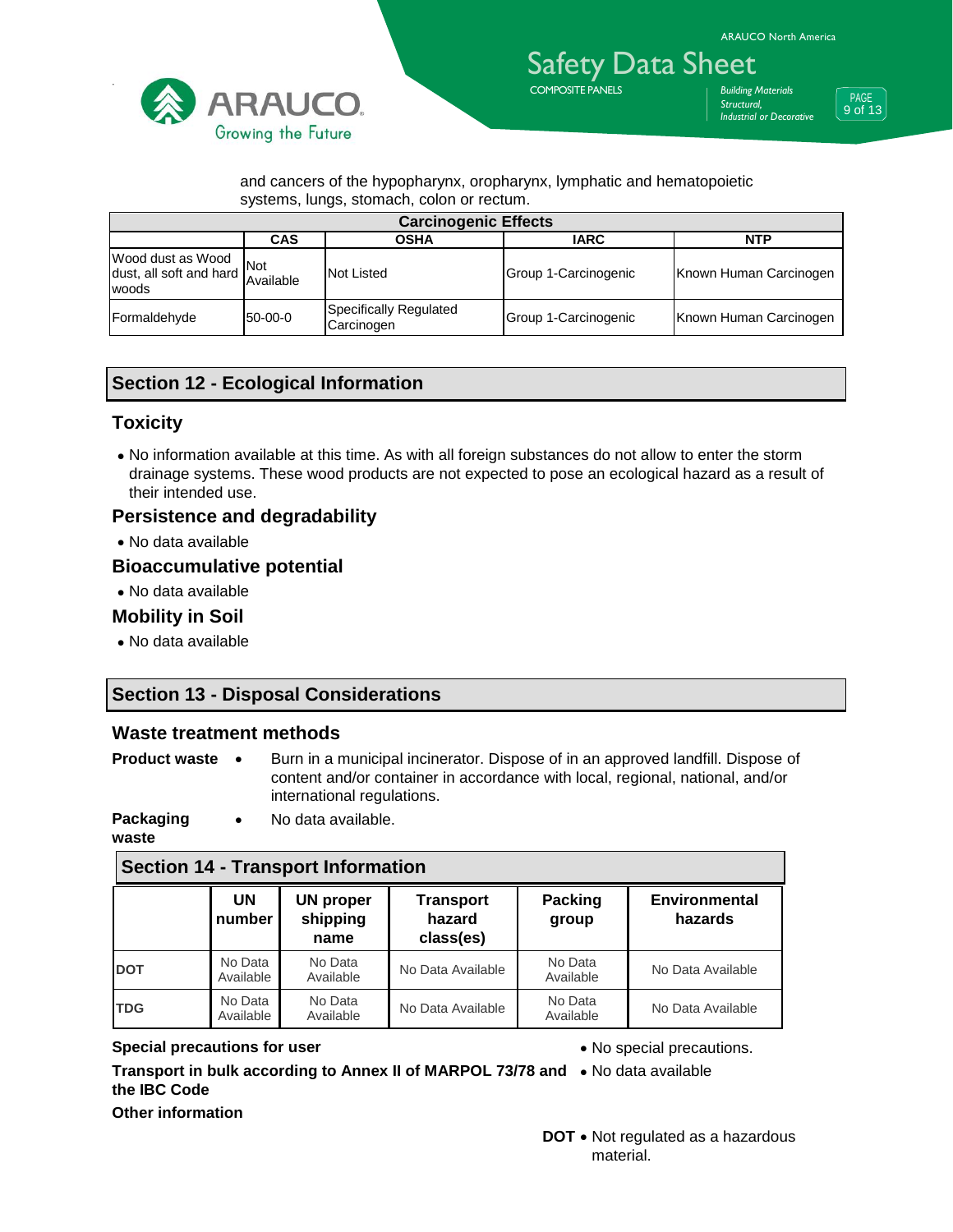and cancers of the hypopharynx, oropharynx, lymphatic and hematopoietic systems, lungs, stomach, colon or rectum.

| Carcinogenic Effects | | | | |
|---|---|---|---|---|
| | CAS | OSHA | IARC | NTP |
| Wood dust as Wood dust, all soft and hard woods | Not Available | Not Listed | Group 1-Carcinogenic | Known Human Carcinogen |
| Formaldehyde | 50-00-0 | Specifically Regulated Carcinogen | Group 1-Carcinogenic | Known Human Carcinogen |

## Section 12 - Ecological Information

### Toxicity

- No information available at this time. As with all foreign substances do not allow to enter the storm drainage systems. These wood products are not expected to pose an ecological hazard as a result of their intended use.

### Persistence and degradability

- No data available

### Bioaccumulative potential

- No data available

### Mobility in Soil

- No data available

## Section 13 - Disposal Considerations

### Waste treatment methods

**Product waste** • Burn in a municipal incinerator. Dispose of in an approved landfill. Dispose of content and/or container in accordance with local, regional, national, and/or international regulations.

**Packaging waste** • No data available.

## Section 14 - Transport Information

| | UN number | UN proper shipping name | Transport hazard class(es) | Packing group | Environmental hazards |
|---|---|---|---|---|---|
| **DOT** | No Data Available | No Data Available | No Data Available | No Data Available | No Data Available |
| **TDG** | No Data Available | No Data Available | No Data Available | No Data Available | No Data Available |

**Special precautions for user** • No special precautions.

**Transport in bulk according to Annex II of MARPOL 73/78 and the IBC Code** • No data available

**Other information**

**DOT** • Not regulated as a hazardous material.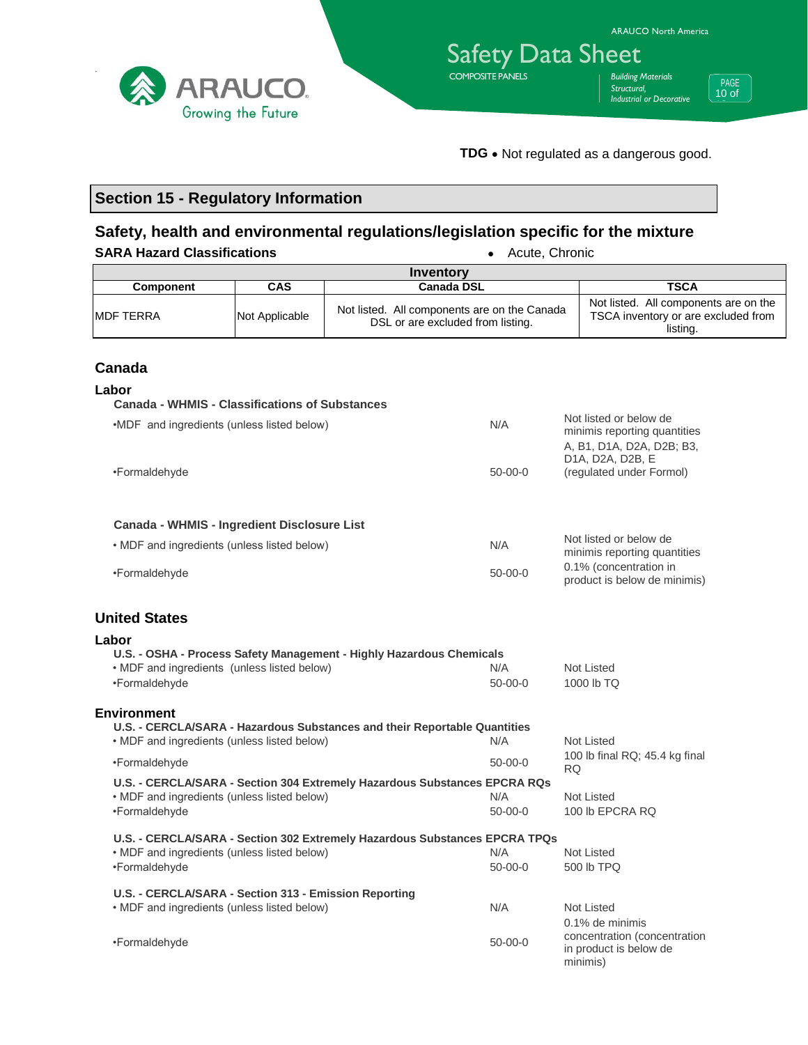**TDG** • Not regulated as a dangerous good.

## Section 15 - Regulatory Information

### Safety, health and environmental regulations/legislation specific for the mixture

**SARA Hazard Classifications** • Acute, Chronic

| Inventory | | | |
|---|---|---|---|
| **Component** | **CAS** | **Canada DSL** | **TSCA** |
| MDF TERRA | Not Applicable | Not listed. All components are on the Canada DSL or are excluded from listing. | Not listed. All components are on the TSCA inventory or are excluded from listing. |

### Canada

#### Labor

**Canada - WHMIS - Classifications of Substances**

| | | |
|---|---|---|
| •MDF and ingredients (unless listed below) | N/A | Not listed or below de minimis reporting quantities |
| •Formaldehyde | 50-00-0 | A, B1, D1A, D2A, D2B; B3, D1A, D2A, D2B, E (regulated under Formol) |

**Canada - WHMIS - Ingredient Disclosure List**

| | | |
|---|---|---|
| • MDF and ingredients (unless listed below) | N/A | Not listed or below de minimis reporting quantities |
| •Formaldehyde | 50-00-0 | 0.1% (concentration in product is below de minimis) |

### United States

#### Labor

**U.S. - OSHA - Process Safety Management - Highly Hazardous Chemicals**

| | | |
|---|---|---|
| • MDF and ingredients (unless listed below) | N/A | Not Listed |
| •Formaldehyde | 50-00-0 | 1000 lb TQ |

#### Environment

**U.S. - CERCLA/SARA - Hazardous Substances and their Reportable Quantities**

| | | |
|---|---|---|
| • MDF and ingredients (unless listed below) | N/A | Not Listed |
| •Formaldehyde | 50-00-0 | 100 lb final RQ; 45.4 kg final RQ |

**U.S. - CERCLA/SARA - Section 304 Extremely Hazardous Substances EPCRA RQs**

| | | |
|---|---|---|
| • MDF and ingredients (unless listed below) | N/A | Not Listed |
| •Formaldehyde | 50-00-0 | 100 lb EPCRA RQ |

**U.S. - CERCLA/SARA - Section 302 Extremely Hazardous Substances EPCRA TPQs**

| | | |
|---|---|---|
| • MDF and ingredients (unless listed below) | N/A | Not Listed |
| •Formaldehyde | 50-00-0 | 500 lb TPQ |

**U.S. - CERCLA/SARA - Section 313 - Emission Reporting**

| | | |
|---|---|---|
| • MDF and ingredients (unless listed below) | N/A | Not Listed |
| •Formaldehyde | 50-00-0 | 0.1% de minimis concentration (concentration in product is below de minimis) |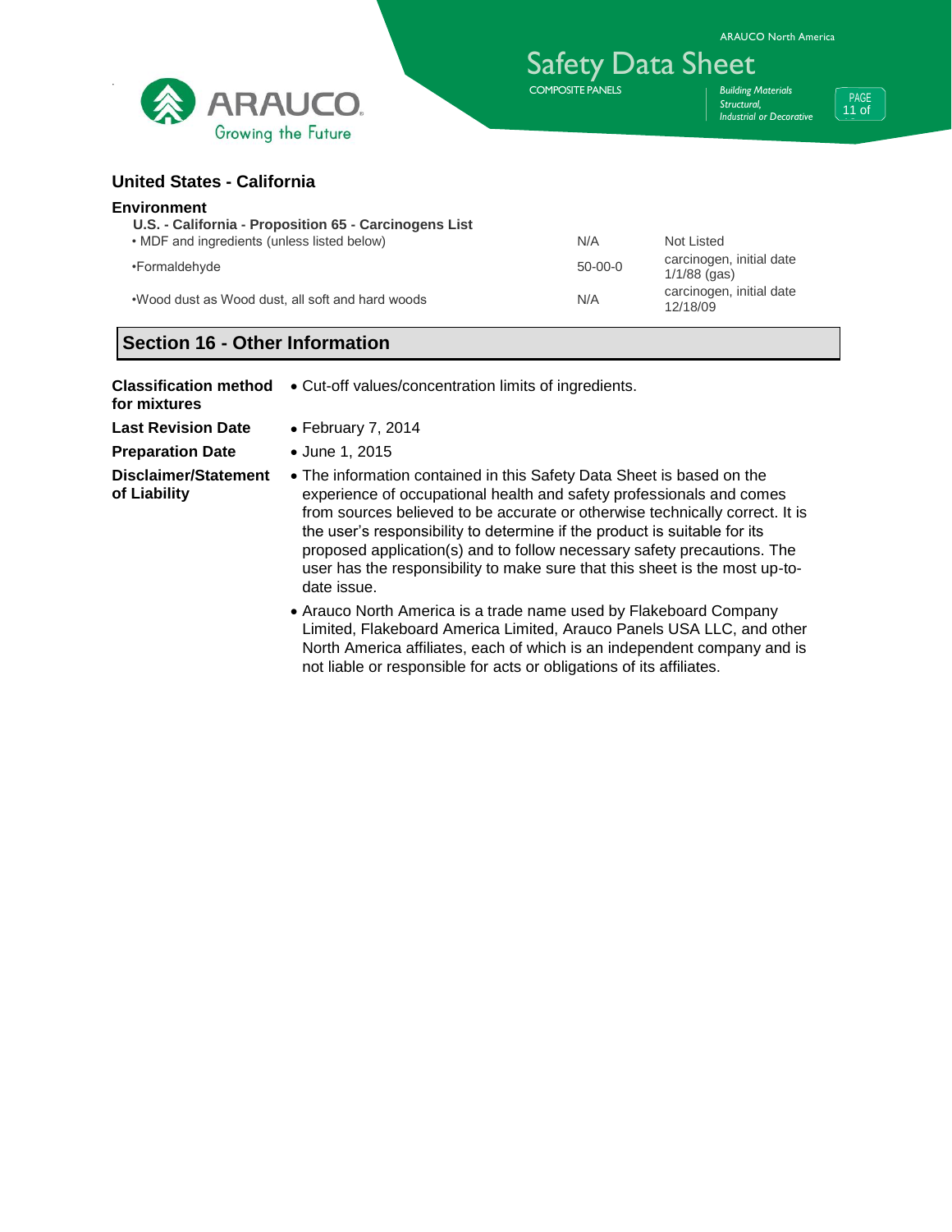## United States - California

### Environment

**U.S. - California - Proposition 65 - Carcinogens List**

| | | |
|---|---|---|
| • MDF and ingredients (unless listed below) | N/A | Not Listed |
| •Formaldehyde | 50-00-0 | carcinogen, initial date 1/1/88 (gas) |
| •Wood dust as Wood dust, all soft and hard woods | N/A | carcinogen, initial date 12/18/09 |

## Section 16 - Other Information

**Classification method for mixtures**
- Cut-off values/concentration limits of ingredients.

**Last Revision Date**
- February 7, 2014

**Preparation Date**
- June 1, 2015

**Disclaimer/Statement of Liability**
- The information contained in this Safety Data Sheet is based on the experience of occupational health and safety professionals and comes from sources believed to be accurate or otherwise technically correct. It is the user's responsibility to determine if the product is suitable for its proposed application(s) and to follow necessary safety precautions. The user has the responsibility to make sure that this sheet is the most up-to-date issue.
- Arauco North America is a trade name used by Flakeboard Company Limited, Flakeboard America Limited, Arauco Panels USA LLC, and other North America affiliates, each of which is an independent company and is not liable or responsible for acts or obligations of its affiliates.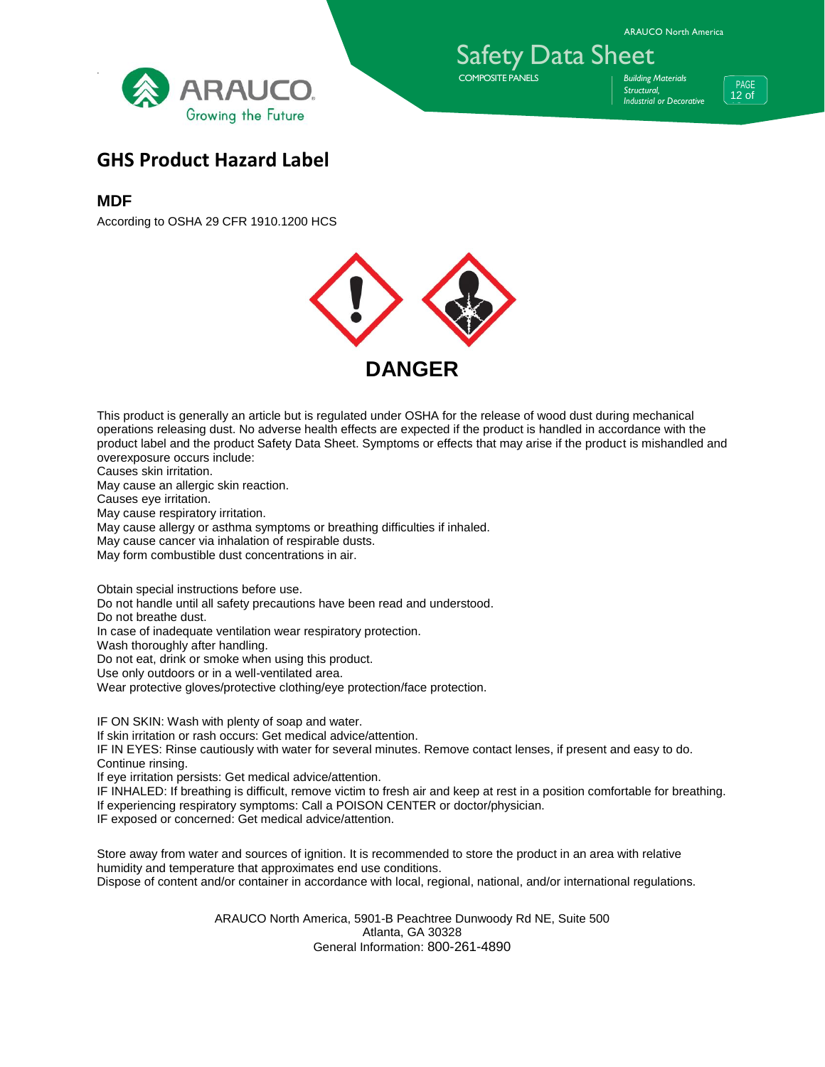## GHS Product Hazard Label

### MDF

According to OSHA 29 CFR 1910.1200 HCS

**DANGER**

This product is generally an article but is regulated under OSHA for the release of wood dust during mechanical operations releasing dust. No adverse health effects are expected if the product is handled in accordance with the product label and the product Safety Data Sheet. Symptoms or effects that may arise if the product is mishandled and overexposure occurs include:
Causes skin irritation.
May cause an allergic skin reaction.
Causes eye irritation.
May cause respiratory irritation.
May cause allergy or asthma symptoms or breathing difficulties if inhaled.
May cause cancer via inhalation of respirable dusts.
May form combustible dust concentrations in air.

Obtain special instructions before use.
Do not handle until all safety precautions have been read and understood.
Do not breathe dust.
In case of inadequate ventilation wear respiratory protection.
Wash thoroughly after handling.
Do not eat, drink or smoke when using this product.
Use only outdoors or in a well-ventilated area.
Wear protective gloves/protective clothing/eye protection/face protection.

IF ON SKIN: Wash with plenty of soap and water.
If skin irritation or rash occurs: Get medical advice/attention.
IF IN EYES: Rinse cautiously with water for several minutes. Remove contact lenses, if present and easy to do. Continue rinsing.
If eye irritation persists: Get medical advice/attention.
IF INHALED: If breathing is difficult, remove victim to fresh air and keep at rest in a position comfortable for breathing.
If experiencing respiratory symptoms: Call a POISON CENTER or doctor/physician.
IF exposed or concerned: Get medical advice/attention.

Store away from water and sources of ignition. It is recommended to store the product in an area with relative humidity and temperature that approximates end use conditions.
Dispose of content and/or container in accordance with local, regional, national, and/or international regulations.

ARAUCO North America, 5901-B Peachtree Dunwoody Rd NE, Suite 500
Atlanta, GA 30328
General Information: 800-261-4890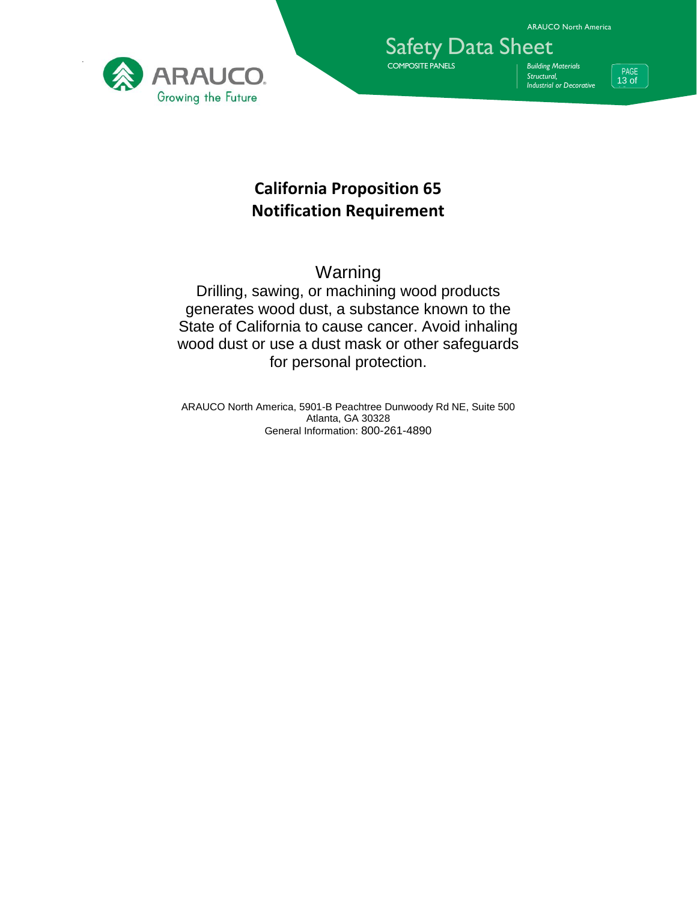# California Proposition 65
# Notification Requirement

## Warning

Drilling, sawing, or machining wood products generates wood dust, a substance known to the State of California to cause cancer. Avoid inhaling wood dust or use a dust mask or other safeguards for personal protection.

ARAUCO North America, 5901-B Peachtree Dunwoody Rd NE, Suite 500
Atlanta, GA 30328
General Information: 800-261-4890